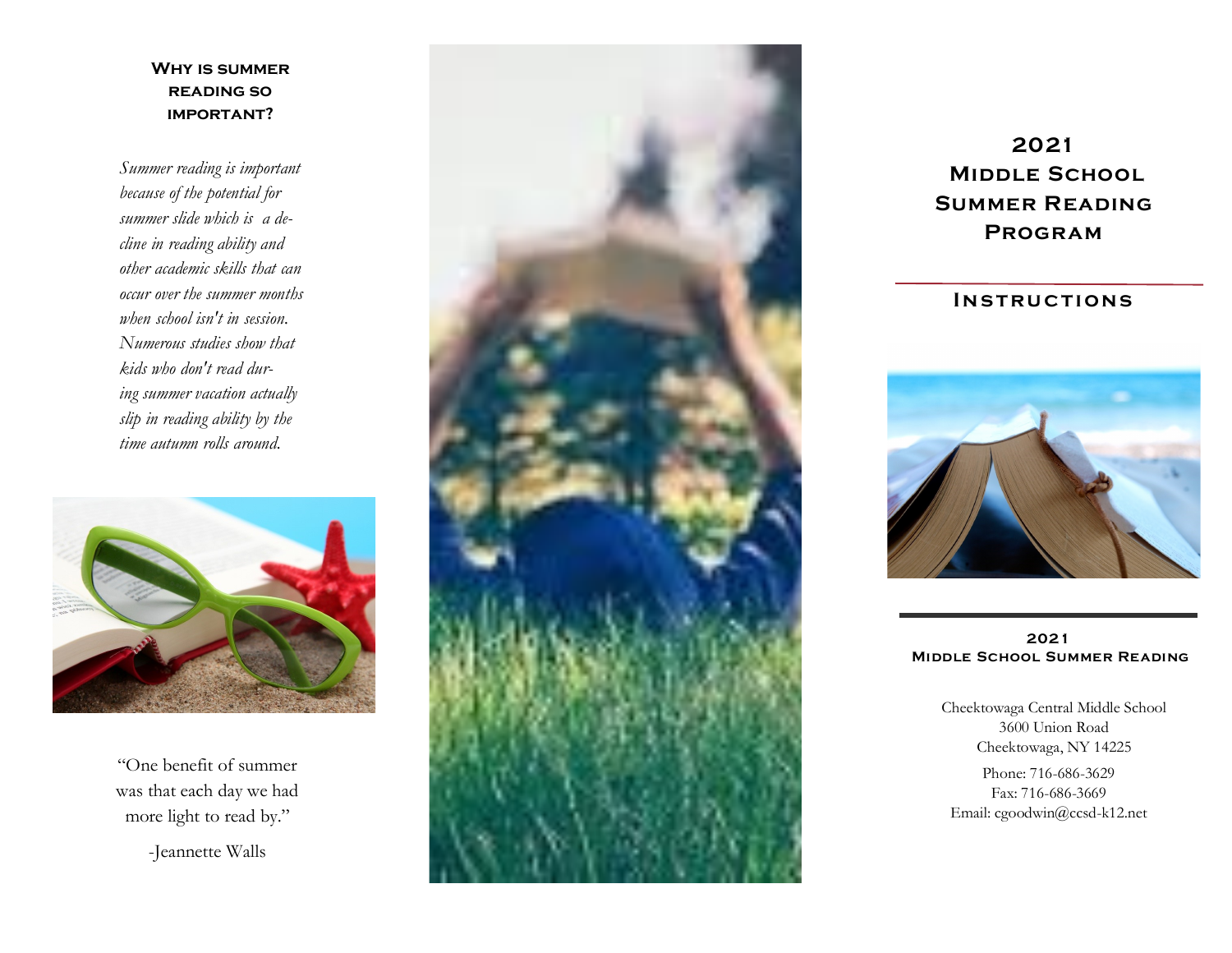### Why is summer reading so important?

*Summer reading is important because of the potential for summer slide which is a decline in reading ability and other academic skills that can occur over the summer months when school isn't in session. Numerous studies show that kids who don't read during summer vacation actually slip in reading ability by the time autumn rolls around.*

"One benefit of summer was that each day we had more light to read by."

-Jeannette Walls

# 2021 Middle School Summer Reading Program

## Instructions

**2021**
**Middle School Summer Reading**

Cheektowaga Central Middle School
3600 Union Road
Cheektowaga, NY 14225

Phone: 716-686-3629
Fax: 716-686-3669
Email: cgoodwin@ccsd-k12.net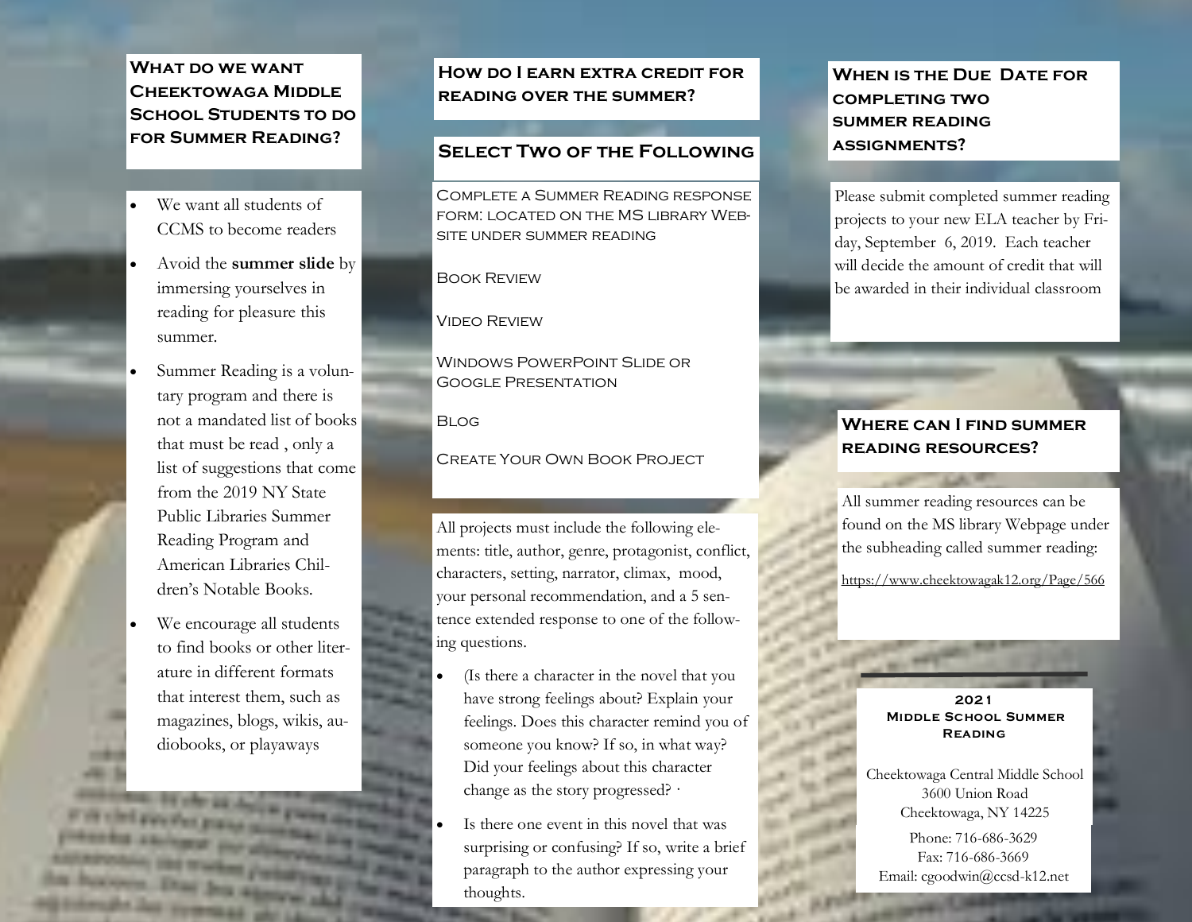## What do we want Cheektowaga Middle School Students to do for Summer Reading?

- We want all students of CCMS to become readers
- Avoid the **summer slide** by immersing yourselves in reading for pleasure this summer.
- Summer Reading is a voluntary program and there is not a mandated list of books that must be read , only a list of suggestions that come from the 2019 NY State Public Libraries Summer Reading Program and American Libraries Children's Notable Books.
- We encourage all students to find books or other literature in different formats that interest them, such as magazines, blogs, wikis, audiobooks, or playaways

## How do I earn extra credit for reading over the summer?

## Select Two of the Following

Complete a Summer Reading response form: located on the MS library Website under summer reading

Book Review

Video Review

Windows PowerPoint Slide or Google Presentation

Blog

Create Your Own Book Project

All projects must include the following elements: title, author, genre, protagonist, conflict, characters, setting, narrator, climax, mood, your personal recommendation, and a 5 sentence extended response to one of the following questions.

- (Is there a character in the novel that you have strong feelings about? Explain your feelings. Does this character remind you of someone you know? If so, in what way? Did your feelings about this character change as the story progressed? ·
- Is there one event in this novel that was surprising or confusing? If so, write a brief paragraph to the author expressing your thoughts.

## When is the Due Date for completing two summer reading assignments?

Please submit completed summer reading projects to your new ELA teacher by Friday, September 6, 2019. Each teacher will decide the amount of credit that will be awarded in their individual classroom

## Where can I find summer reading resources?

All summer reading resources can be found on the MS library Webpage under the subheading called summer reading:

https://www.cheektowagak12.org/Page/566

**2021**
**Middle School Summer Reading**

Cheektowaga Central Middle School
3600 Union Road
Cheektowaga, NY 14225

Phone: 716-686-3629
Fax: 716-686-3669
Email: cgoodwin@ccsd-k12.net